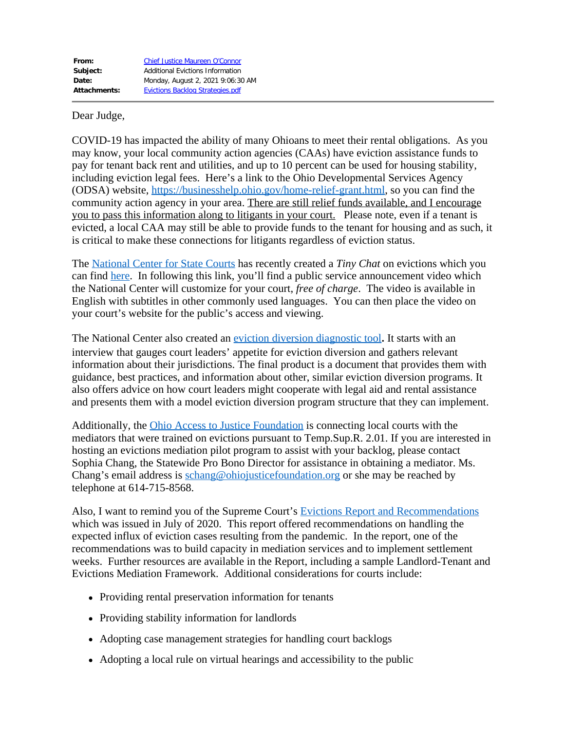| | |
|---|---|
| **From:** | Chief Justice Maureen O'Connor |
| **Subject:** | Additional Evictions Information |
| **Date:** | Monday, August 2, 2021 9:06:30 AM |
| **Attachments:** | Evictions Backlog Strategies.pdf |

Dear Judge,

COVID-19 has impacted the ability of many Ohioans to meet their rental obligations. As you may know, your local community action agencies (CAAs) have eviction assistance funds to pay for tenant back rent and utilities, and up to 10 percent can be used for housing stability, including eviction legal fees. Here's a link to the Ohio Developmental Services Agency (ODSA) website, https://businesshelp.ohio.gov/home-relief-grant.html, so you can find the community action agency in your area. There are still relief funds available, and I encourage you to pass this information along to litigants in your court. Please note, even if a tenant is evicted, a local CAA may still be able to provide funds to the tenant for housing and as such, it is critical to make these connections for litigants regardless of eviction status.

The National Center for State Courts has recently created a *Tiny Chat* on evictions which you can find here. In following this link, you'll find a public service announcement video which the National Center will customize for your court, *free of charge*. The video is available in English with subtitles in other commonly used languages. You can then place the video on your court's website for the public's access and viewing.

The National Center also created an eviction diversion diagnostic tool**.** It starts with an interview that gauges court leaders' appetite for eviction diversion and gathers relevant information about their jurisdictions. The final product is a document that provides them with guidance, best practices, and information about other, similar eviction diversion programs. It also offers advice on how court leaders might cooperate with legal aid and rental assistance and presents them with a model eviction diversion program structure that they can implement.

Additionally, the Ohio Access to Justice Foundation is connecting local courts with the mediators that were trained on evictions pursuant to Temp.Sup.R. 2.01. If you are interested in hosting an evictions mediation pilot program to assist with your backlog, please contact Sophia Chang, the Statewide Pro Bono Director for assistance in obtaining a mediator. Ms. Chang's email address is schang@ohiojusticefoundation.org or she may be reached by telephone at 614-715-8568.

Also, I want to remind you of the Supreme Court's Evictions Report and Recommendations which was issued in July of 2020. This report offered recommendations on handling the expected influx of eviction cases resulting from the pandemic. In the report, one of the recommendations was to build capacity in mediation services and to implement settlement weeks. Further resources are available in the Report, including a sample Landlord-Tenant and Evictions Mediation Framework. Additional considerations for courts include:

- Providing rental preservation information for tenants
- Providing stability information for landlords
- Adopting case management strategies for handling court backlogs
- Adopting a local rule on virtual hearings and accessibility to the public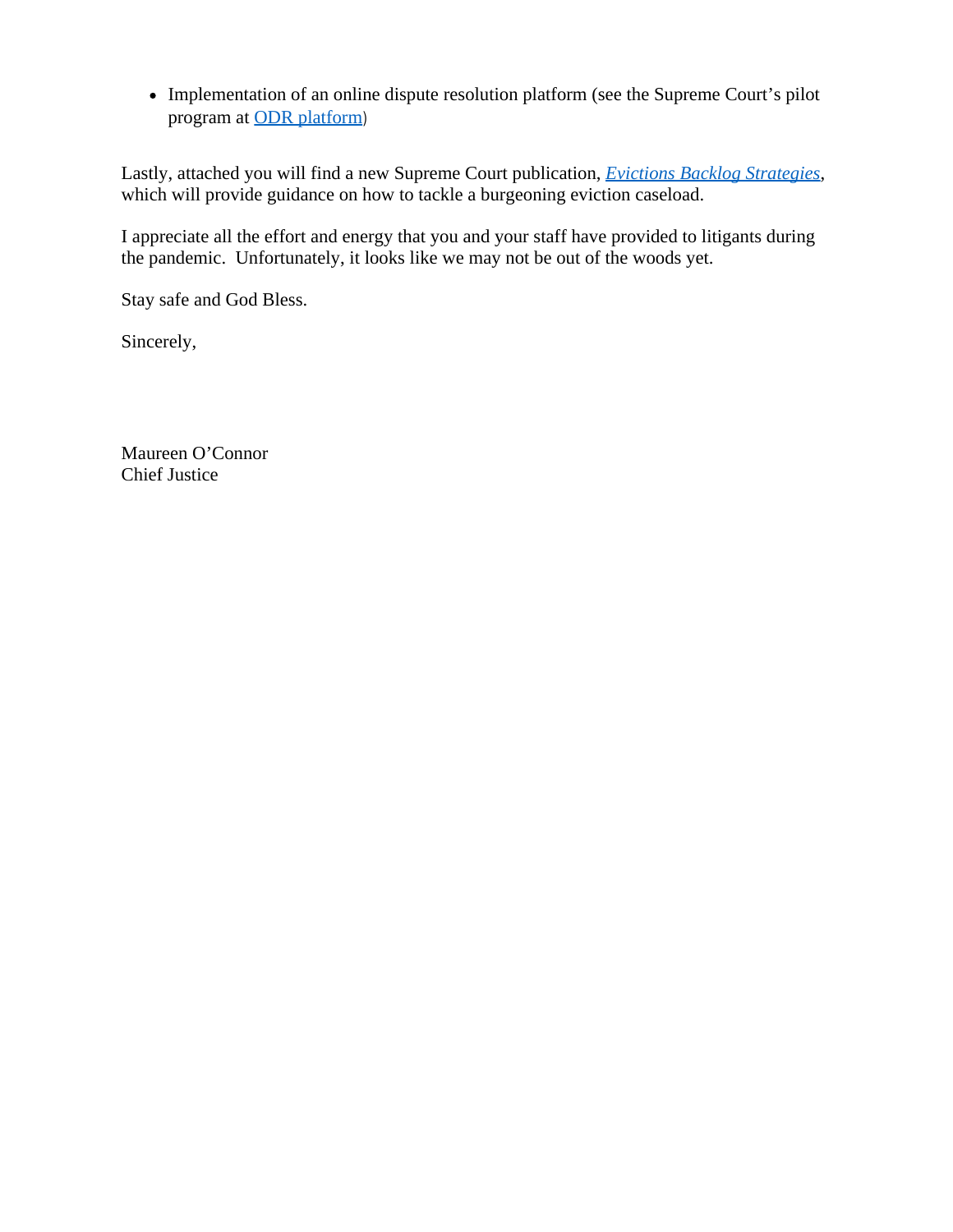- Implementation of an online dispute resolution platform (see the Supreme Court's pilot program at ODR platform)

Lastly, attached you will find a new Supreme Court publication, *Evictions Backlog Strategies*, which will provide guidance on how to tackle a burgeoning eviction caseload.

I appreciate all the effort and energy that you and your staff have provided to litigants during the pandemic. Unfortunately, it looks like we may not be out of the woods yet.

Stay safe and God Bless.

Sincerely,

Maureen O'Connor
Chief Justice